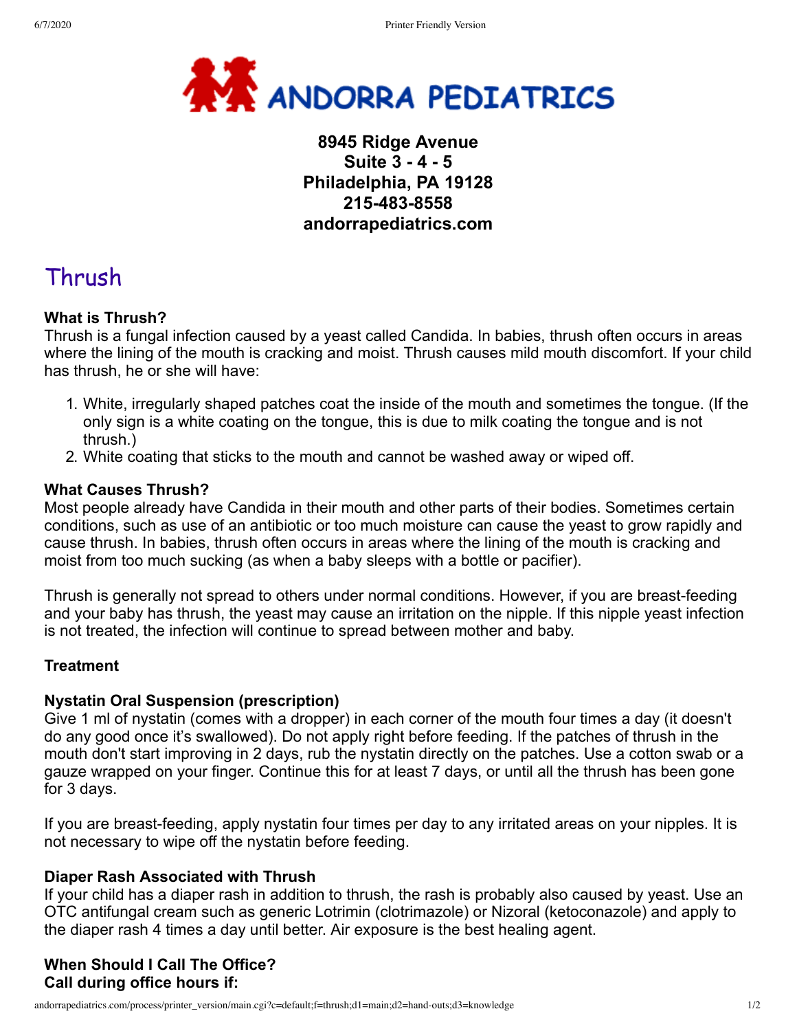# ANDORRA PEDIATRICS

**8945 Ridge Avenue**
**Suite 3 - 4 - 5**
**Philadelphia, PA 19128**
**215-483-8558**
**andorrapediatrics.com**

## Thrush

**What is Thrush?**
Thrush is a fungal infection caused by a yeast called Candida. In babies, thrush often occurs in areas where the lining of the mouth is cracking and moist. Thrush causes mild mouth discomfort. If your child has thrush, he or she will have:

1. White, irregularly shaped patches coat the inside of the mouth and sometimes the tongue. (If the only sign is a white coating on the tongue, this is due to milk coating the tongue and is not thrush.)
2. White coating that sticks to the mouth and cannot be washed away or wiped off.

**What Causes Thrush?**
Most people already have Candida in their mouth and other parts of their bodies. Sometimes certain conditions, such as use of an antibiotic or too much moisture can cause the yeast to grow rapidly and cause thrush. In babies, thrush often occurs in areas where the lining of the mouth is cracking and moist from too much sucking (as when a baby sleeps with a bottle or pacifier).

Thrush is generally not spread to others under normal conditions. However, if you are breast-feeding and your baby has thrush, the yeast may cause an irritation on the nipple. If this nipple yeast infection is not treated, the infection will continue to spread between mother and baby.

**Treatment**

**Nystatin Oral Suspension (prescription)**
Give 1 ml of nystatin (comes with a dropper) in each corner of the mouth four times a day (it doesn't do any good once it's swallowed). Do not apply right before feeding. If the patches of thrush in the mouth don't start improving in 2 days, rub the nystatin directly on the patches. Use a cotton swab or a gauze wrapped on your finger. Continue this for at least 7 days, or until all the thrush has been gone for 3 days.

If you are breast-feeding, apply nystatin four times per day to any irritated areas on your nipples. It is not necessary to wipe off the nystatin before feeding.

**Diaper Rash Associated with Thrush**
If your child has a diaper rash in addition to thrush, the rash is probably also caused by yeast. Use an OTC antifungal cream such as generic Lotrimin (clotrimazole) or Nizoral (ketoconazole) and apply to the diaper rash 4 times a day until better. Air exposure is the best healing agent.

**When Should I Call The Office?**
**Call during office hours if:**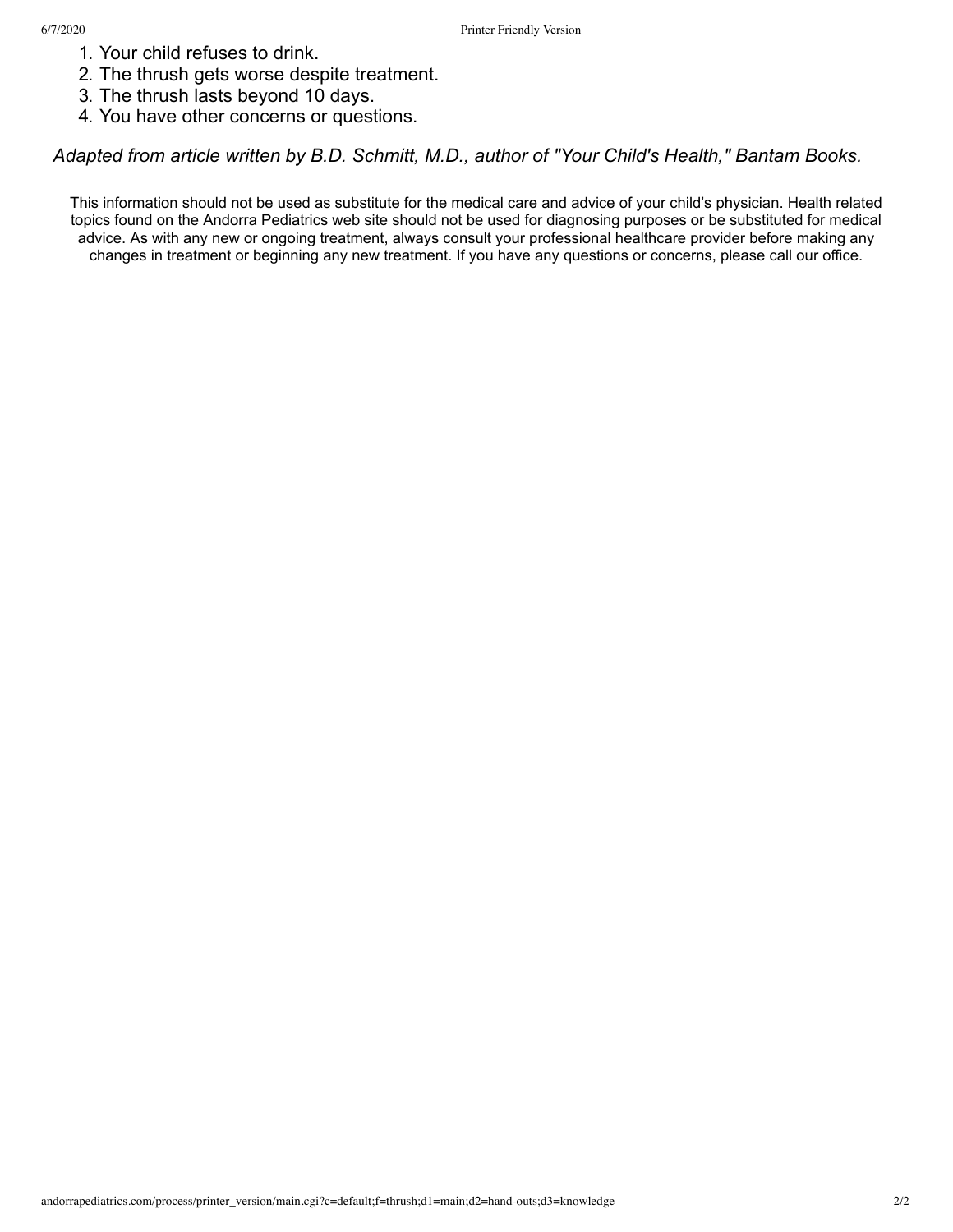1. Your child refuses to drink.
2. The thrush gets worse despite treatment.
3. The thrush lasts beyond 10 days.
4. You have other concerns or questions.

*Adapted from article written by B.D. Schmitt, M.D., author of "Your Child's Health," Bantam Books.*

This information should not be used as substitute for the medical care and advice of your child's physician. Health related topics found on the Andorra Pediatrics web site should not be used for diagnosing purposes or be substituted for medical advice. As with any new or ongoing treatment, always consult your professional healthcare provider before making any changes in treatment or beginning any new treatment. If you have any questions or concerns, please call our office.